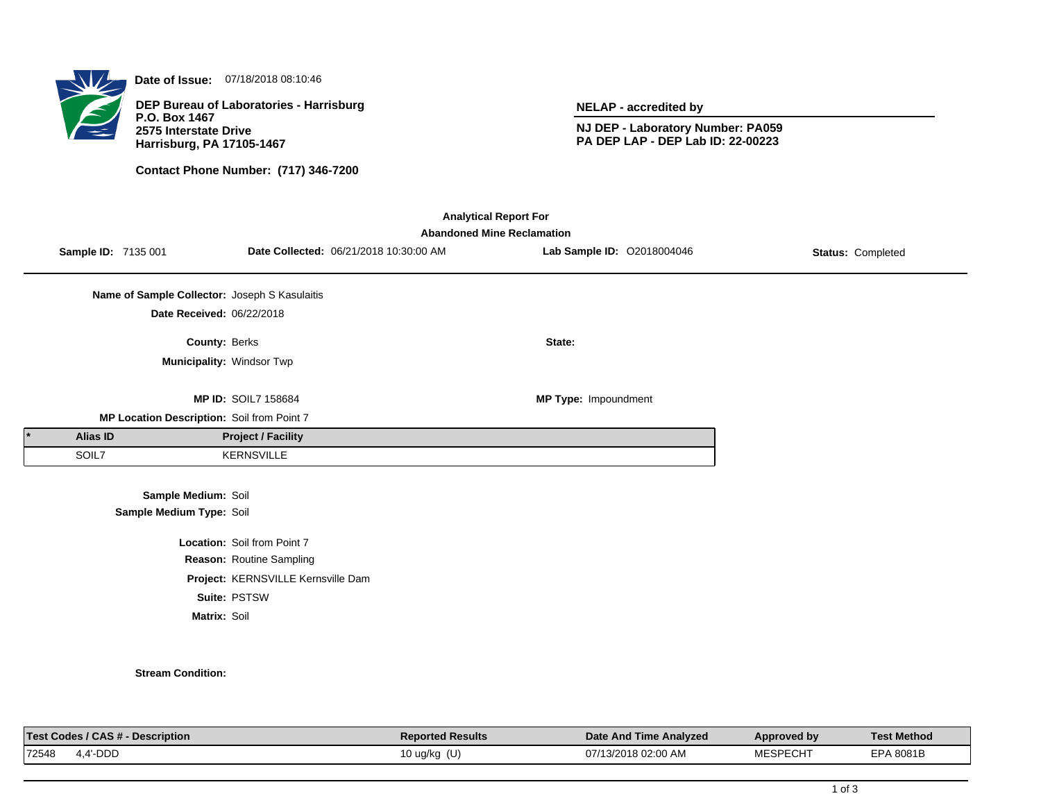**Date of Issue:** 07/18/2018 08:10:46

**DEP Bureau of Laboratories - Harrisburg**
**P.O. Box 1467**
**2575 Interstate Drive**
**Harrisburg, PA 17105-1467**

**Contact Phone Number: (717) 346-7200**

**NELAP - accredited by**

**NJ DEP - Laboratory Number: PA059**
**PA DEP LAP - DEP Lab ID: 22-00223**

**Analytical Report For**
**Abandoned Mine Reclamation**

**Sample ID:** 7135 001 **Date Collected:** 06/21/2018 10:30:00 AM **Lab Sample ID:** O2018004046 **Status:** Completed

**Name of Sample Collector:** Joseph S Kasulaitis
**Date Received:** 06/22/2018

**County:** Berks **State:**
**Municipality:** Windsor Twp

**MP ID:** SOIL7 158684 **MP Type:** Impoundment
**MP Location Description:** Soil from Point 7

| * | Alias ID | Project / Facility |
|---|---|---|
| | SOIL7 | KERNSVILLE |

**Sample Medium:** Soil
**Sample Medium Type:** Soil

**Location:** Soil from Point 7
**Reason:** Routine Sampling
**Project:** KERNSVILLE Kernsville Dam
**Suite:** PSTSW
**Matrix:** Soil

**Stream Condition:**

| Test Codes / CAS # - Description | | Reported Results | Date And Time Analyzed | Approved by | Test Method |
|---|---|---|---|---|---|
| 72548 | 4,4'-DDD | 10 ug/kg (U) | 07/13/2018 02:00 AM | MESPECHT | EPA 8081B |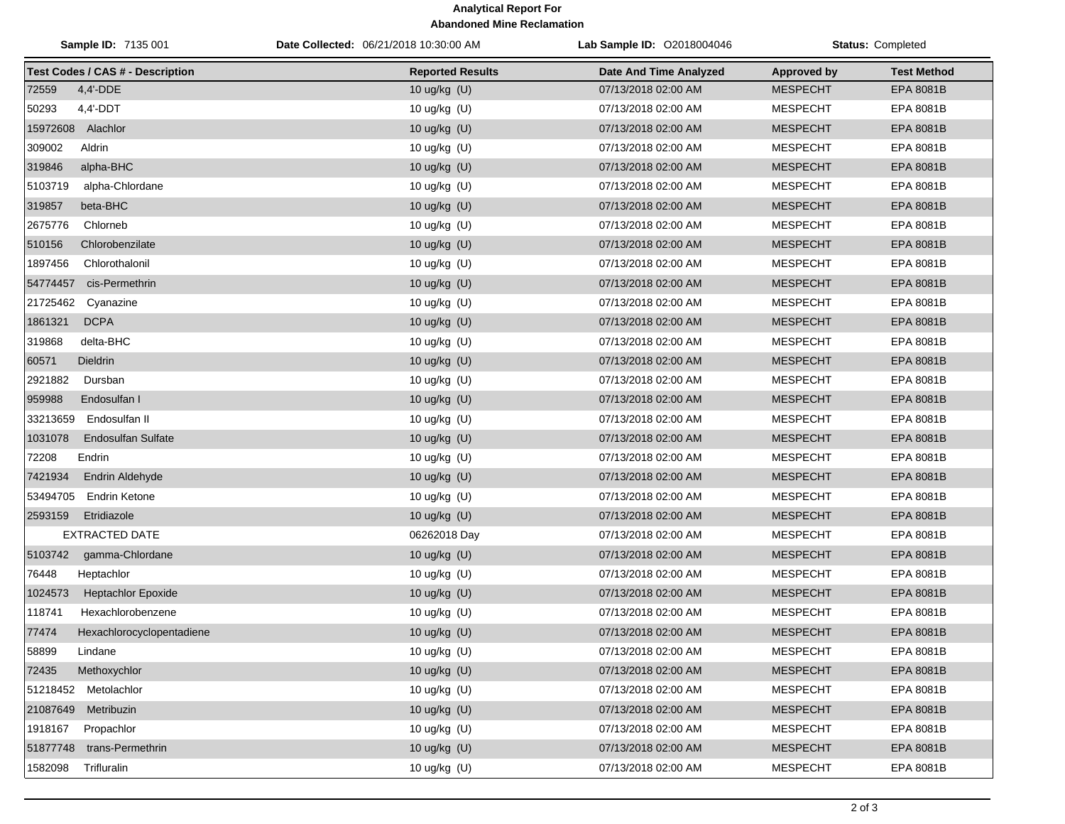**Analytical Report For**
**Abandoned Mine Reclamation**

**Sample ID:** 7135 001 **Date Collected:** 06/21/2018 10:30:00 AM **Lab Sample ID:** O2018004046 **Status:** Completed

| Test Codes / CAS # - Description | Reported Results | Date And Time Analyzed | Approved by | Test Method |
|---|---|---|---|---|
| 72559 4,4'-DDE | 10 ug/kg (U) | 07/13/2018 02:00 AM | MESPECHT | EPA 8081B |
| 50293 4,4'-DDT | 10 ug/kg (U) | 07/13/2018 02:00 AM | MESPECHT | EPA 8081B |
| 15972608 Alachlor | 10 ug/kg (U) | 07/13/2018 02:00 AM | MESPECHT | EPA 8081B |
| 309002 Aldrin | 10 ug/kg (U) | 07/13/2018 02:00 AM | MESPECHT | EPA 8081B |
| 319846 alpha-BHC | 10 ug/kg (U) | 07/13/2018 02:00 AM | MESPECHT | EPA 8081B |
| 5103719 alpha-Chlordane | 10 ug/kg (U) | 07/13/2018 02:00 AM | MESPECHT | EPA 8081B |
| 319857 beta-BHC | 10 ug/kg (U) | 07/13/2018 02:00 AM | MESPECHT | EPA 8081B |
| 2675776 Chlorneb | 10 ug/kg (U) | 07/13/2018 02:00 AM | MESPECHT | EPA 8081B |
| 510156 Chlorobenzilate | 10 ug/kg (U) | 07/13/2018 02:00 AM | MESPECHT | EPA 8081B |
| 1897456 Chlorothalonil | 10 ug/kg (U) | 07/13/2018 02:00 AM | MESPECHT | EPA 8081B |
| 54774457 cis-Permethrin | 10 ug/kg (U) | 07/13/2018 02:00 AM | MESPECHT | EPA 8081B |
| 21725462 Cyanazine | 10 ug/kg (U) | 07/13/2018 02:00 AM | MESPECHT | EPA 8081B |
| 1861321 DCPA | 10 ug/kg (U) | 07/13/2018 02:00 AM | MESPECHT | EPA 8081B |
| 319868 delta-BHC | 10 ug/kg (U) | 07/13/2018 02:00 AM | MESPECHT | EPA 8081B |
| 60571 Dieldrin | 10 ug/kg (U) | 07/13/2018 02:00 AM | MESPECHT | EPA 8081B |
| 2921882 Dursban | 10 ug/kg (U) | 07/13/2018 02:00 AM | MESPECHT | EPA 8081B |
| 959988 Endosulfan I | 10 ug/kg (U) | 07/13/2018 02:00 AM | MESPECHT | EPA 8081B |
| 33213659 Endosulfan II | 10 ug/kg (U) | 07/13/2018 02:00 AM | MESPECHT | EPA 8081B |
| 1031078 Endosulfan Sulfate | 10 ug/kg (U) | 07/13/2018 02:00 AM | MESPECHT | EPA 8081B |
| 72208 Endrin | 10 ug/kg (U) | 07/13/2018 02:00 AM | MESPECHT | EPA 8081B |
| 7421934 Endrin Aldehyde | 10 ug/kg (U) | 07/13/2018 02:00 AM | MESPECHT | EPA 8081B |
| 53494705 Endrin Ketone | 10 ug/kg (U) | 07/13/2018 02:00 AM | MESPECHT | EPA 8081B |
| 2593159 Etridiazole | 10 ug/kg (U) | 07/13/2018 02:00 AM | MESPECHT | EPA 8081B |
| EXTRACTED DATE | 06262018 Day | 07/13/2018 02:00 AM | MESPECHT | EPA 8081B |
| 5103742 gamma-Chlordane | 10 ug/kg (U) | 07/13/2018 02:00 AM | MESPECHT | EPA 8081B |
| 76448 Heptachlor | 10 ug/kg (U) | 07/13/2018 02:00 AM | MESPECHT | EPA 8081B |
| 1024573 Heptachlor Epoxide | 10 ug/kg (U) | 07/13/2018 02:00 AM | MESPECHT | EPA 8081B |
| 118741 Hexachlorobenzene | 10 ug/kg (U) | 07/13/2018 02:00 AM | MESPECHT | EPA 8081B |
| 77474 Hexachlorocyclopentadiene | 10 ug/kg (U) | 07/13/2018 02:00 AM | MESPECHT | EPA 8081B |
| 58899 Lindane | 10 ug/kg (U) | 07/13/2018 02:00 AM | MESPECHT | EPA 8081B |
| 72435 Methoxychlor | 10 ug/kg (U) | 07/13/2018 02:00 AM | MESPECHT | EPA 8081B |
| 51218452 Metolachlor | 10 ug/kg (U) | 07/13/2018 02:00 AM | MESPECHT | EPA 8081B |
| 21087649 Metribuzin | 10 ug/kg (U) | 07/13/2018 02:00 AM | MESPECHT | EPA 8081B |
| 1918167 Propachlor | 10 ug/kg (U) | 07/13/2018 02:00 AM | MESPECHT | EPA 8081B |
| 51877748 trans-Permethrin | 10 ug/kg (U) | 07/13/2018 02:00 AM | MESPECHT | EPA 8081B |
| 1582098 Trifluralin | 10 ug/kg (U) | 07/13/2018 02:00 AM | MESPECHT | EPA 8081B |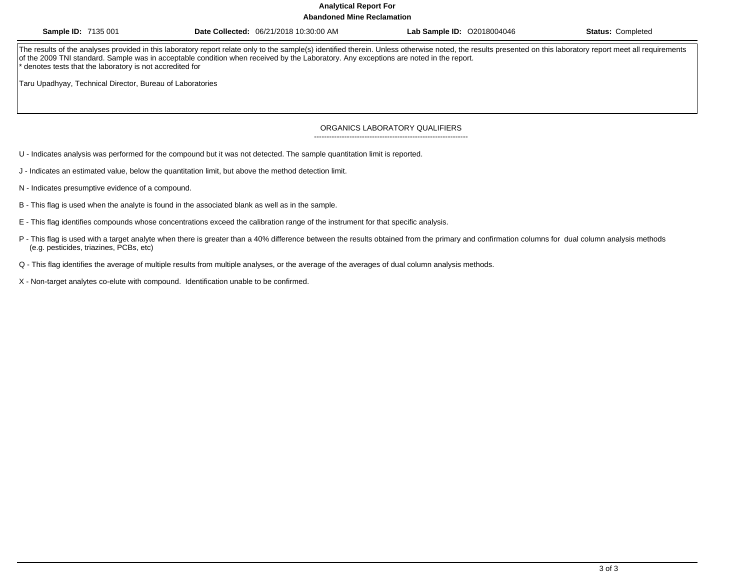**Analytical Report For**
**Abandoned Mine Reclamation**

**Sample ID:** 7135 001 **Date Collected:** 06/21/2018 10:30:00 AM **Lab Sample ID:** O2018004046 **Status:** Completed

The results of the analyses provided in this laboratory report relate only to the sample(s) identified therein. Unless otherwise noted, the results presented on this laboratory report meet all requirements of the 2009 TNI standard. Sample was in acceptable condition when received by the Laboratory. Any exceptions are noted in the report.
* denotes tests that the laboratory is not accredited for

Taru Upadhyay, Technical Director, Bureau of Laboratories

## ORGANICS LABORATORY QUALIFIERS

U - Indicates analysis was performed for the compound but it was not detected. The sample quantitation limit is reported.

J - Indicates an estimated value, below the quantitation limit, but above the method detection limit.

N - Indicates presumptive evidence of a compound.

B - This flag is used when the analyte is found in the associated blank as well as in the sample.

E - This flag identifies compounds whose concentrations exceed the calibration range of the instrument for that specific analysis.

P - This flag is used with a target analyte when there is greater than a 40% difference between the results obtained from the primary and confirmation columns for dual column analysis methods (e.g. pesticides, triazines, PCBs, etc)

Q - This flag identifies the average of multiple results from multiple analyses, or the average of the averages of dual column analysis methods.

X - Non-target analytes co-elute with compound. Identification unable to be confirmed.